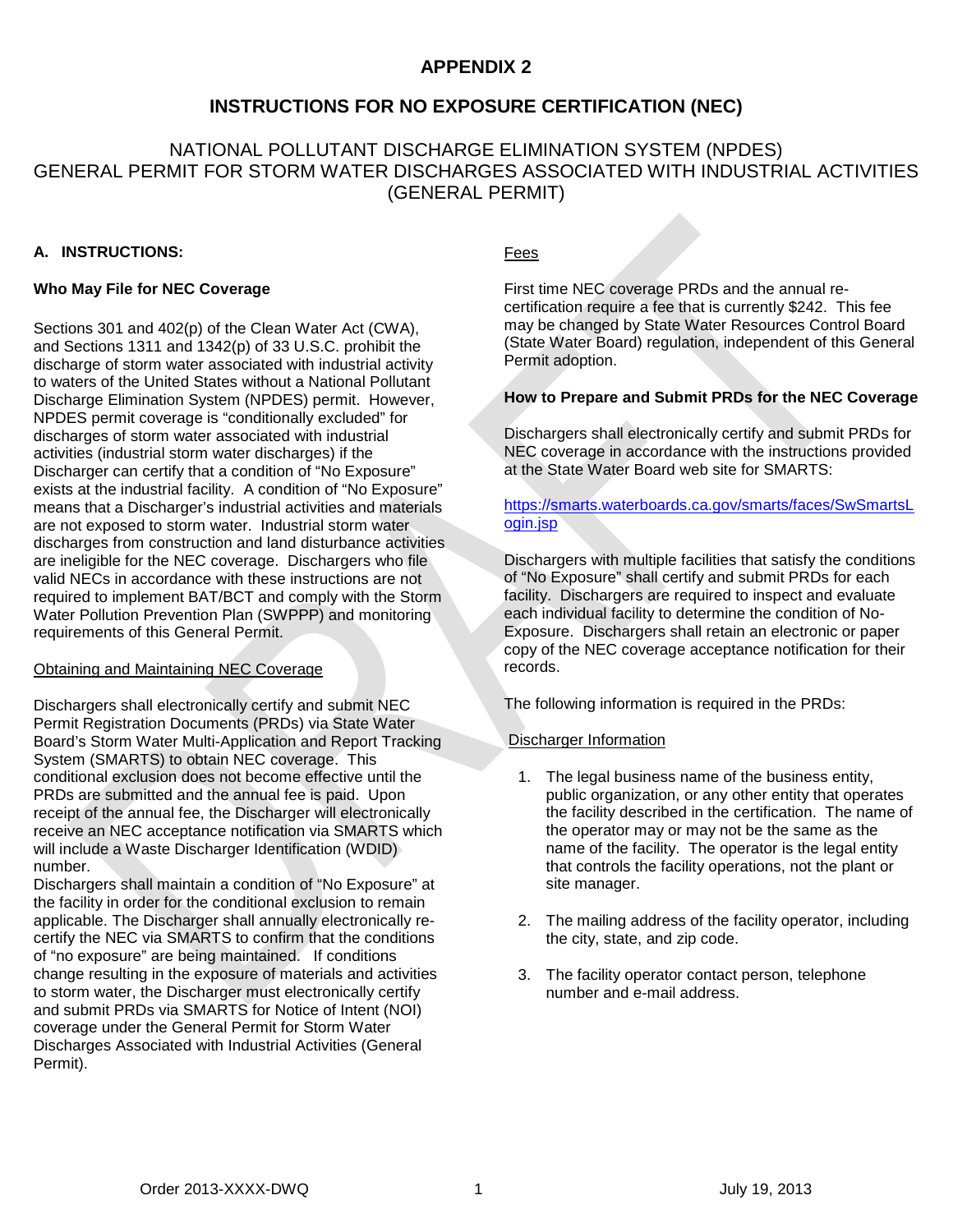# APPENDIX 2

## INSTRUCTIONS FOR NO EXPOSURE CERTIFICATION (NEC)

NATIONAL POLLUTANT DISCHARGE ELIMINATION SYSTEM (NPDES)
GENERAL PERMIT FOR STORM WATER DISCHARGES ASSOCIATED WITH INDUSTRIAL ACTIVITIES
(GENERAL PERMIT)

### A. INSTRUCTIONS:

**Who May File for NEC Coverage**

Sections 301 and 402(p) of the Clean Water Act (CWA), and Sections 1311 and 1342(p) of 33 U.S.C. prohibit the discharge of storm water associated with industrial activity to waters of the United States without a National Pollutant Discharge Elimination System (NPDES) permit. However, NPDES permit coverage is "conditionally excluded" for discharges of storm water associated with industrial activities (industrial storm water discharges) if the Discharger can certify that a condition of "No Exposure" exists at the industrial facility. A condition of "No Exposure" means that a Discharger's industrial activities and materials are not exposed to storm water. Industrial storm water discharges from construction and land disturbance activities are ineligible for the NEC coverage. Dischargers who file valid NECs in accordance with these instructions are not required to implement BAT/BCT and comply with the Storm Water Pollution Prevention Plan (SWPPP) and monitoring requirements of this General Permit.

Obtaining and Maintaining NEC Coverage

Dischargers shall electronically certify and submit NEC Permit Registration Documents (PRDs) via State Water Board's Storm Water Multi-Application and Report Tracking System (SMARTS) to obtain NEC coverage. This conditional exclusion does not become effective until the PRDs are submitted and the annual fee is paid. Upon receipt of the annual fee, the Discharger will electronically receive an NEC acceptance notification via SMARTS which will include a Waste Discharger Identification (WDID) number.

Dischargers shall maintain a condition of "No Exposure" at the facility in order for the conditional exclusion to remain applicable. The Discharger shall annually electronically re-certify the NEC via SMARTS to confirm that the conditions of "no exposure" are being maintained. If conditions change resulting in the exposure of materials and activities to storm water, the Discharger must electronically certify and submit PRDs via SMARTS for Notice of Intent (NOI) coverage under the General Permit for Storm Water Discharges Associated with Industrial Activities (General Permit).

Fees

First time NEC coverage PRDs and the annual re-certification require a fee that is currently $242. This fee may be changed by State Water Resources Control Board (State Water Board) regulation, independent of this General Permit adoption.

**How to Prepare and Submit PRDs for the NEC Coverage**

Dischargers shall electronically certify and submit PRDs for NEC coverage in accordance with the instructions provided at the State Water Board web site for SMARTS:

https://smarts.waterboards.ca.gov/smarts/faces/SwSmartsLogin.jsp

Dischargers with multiple facilities that satisfy the conditions of "No Exposure" shall certify and submit PRDs for each facility. Dischargers are required to inspect and evaluate each individual facility to determine the condition of No-Exposure. Dischargers shall retain an electronic or paper copy of the NEC coverage acceptance notification for their records.

The following information is required in the PRDs:

Discharger Information

1. The legal business name of the business entity, public organization, or any other entity that operates the facility described in the certification. The name of the operator may or may not be the same as the name of the facility. The operator is the legal entity that controls the facility operations, not the plant or site manager.

2. The mailing address of the facility operator, including the city, state, and zip code.

3. The facility operator contact person, telephone number and e-mail address.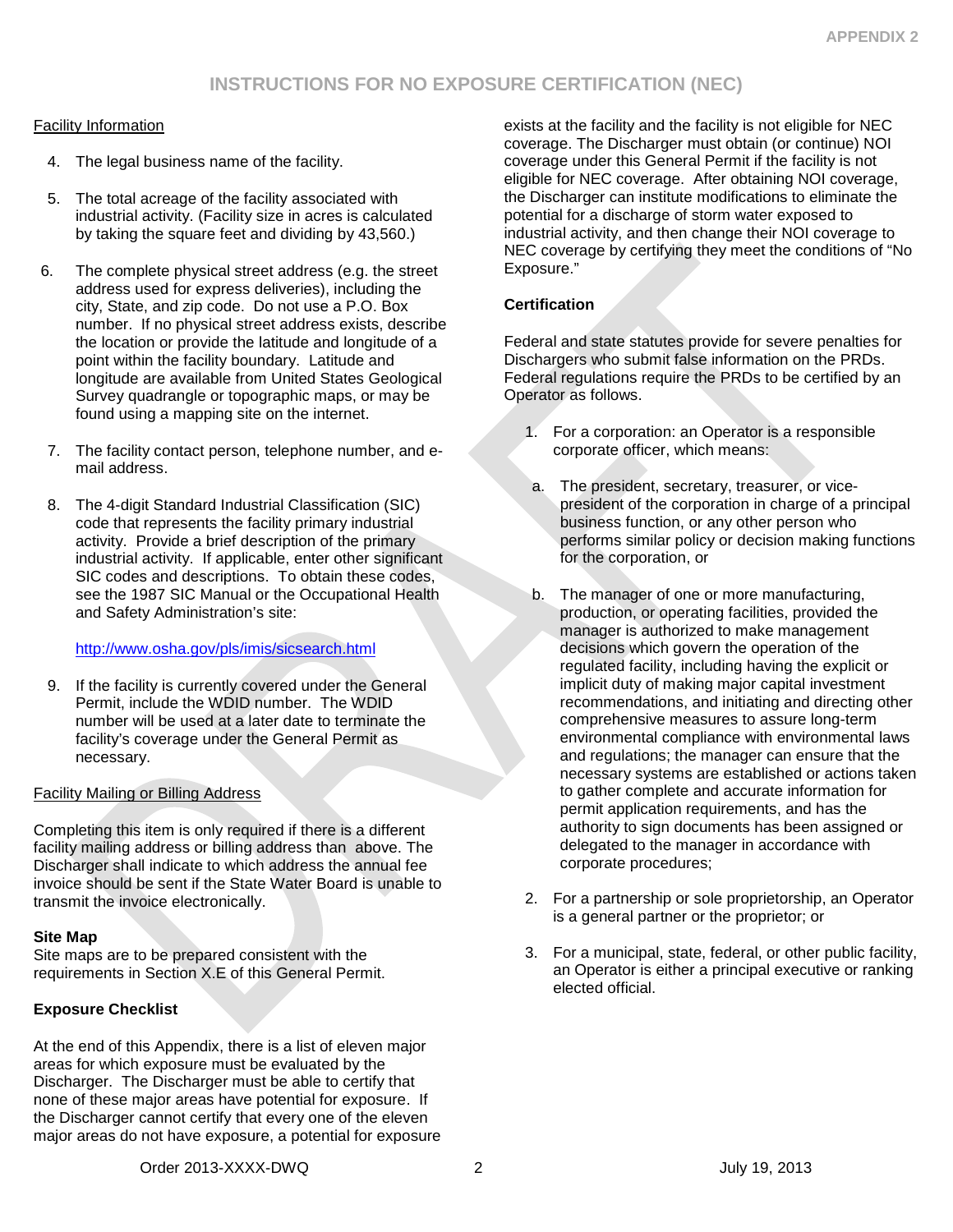## INSTRUCTIONS FOR NO EXPOSURE CERTIFICATION (NEC)

Facility Information

4. The legal business name of the facility.

5. The total acreage of the facility associated with industrial activity. (Facility size in acres is calculated by taking the square feet and dividing by 43,560.)

6. The complete physical street address (e.g. the street address used for express deliveries), including the city, State, and zip code. Do not use a P.O. Box number. If no physical street address exists, describe the location or provide the latitude and longitude of a point within the facility boundary. Latitude and longitude are available from United States Geological Survey quadrangle or topographic maps, or may be found using a mapping site on the internet.

7. The facility contact person, telephone number, and e-mail address.

8. The 4-digit Standard Industrial Classification (SIC) code that represents the facility primary industrial activity. Provide a brief description of the primary industrial activity. If applicable, enter other significant SIC codes and descriptions. To obtain these codes, see the 1987 SIC Manual or the Occupational Health and Safety Administration's site:

   http://www.osha.gov/pls/imis/sicsearch.html

9. If the facility is currently covered under the General Permit, include the WDID number. The WDID number will be used at a later date to terminate the facility's coverage under the General Permit as necessary.

Facility Mailing or Billing Address

Completing this item is only required if there is a different facility mailing address or billing address than above. The Discharger shall indicate to which address the annual fee invoice should be sent if the State Water Board is unable to transmit the invoice electronically.

**Site Map**

Site maps are to be prepared consistent with the requirements in Section X.E of this General Permit.

**Exposure Checklist**

At the end of this Appendix, there is a list of eleven major areas for which exposure must be evaluated by the Discharger. The Discharger must be able to certify that none of these major areas have potential for exposure. If the Discharger cannot certify that every one of the eleven major areas do not have exposure, a potential for exposure exists at the facility and the facility is not eligible for NEC coverage. The Discharger must obtain (or continue) NOI coverage under this General Permit if the facility is not eligible for NEC coverage. After obtaining NOI coverage, the Discharger can institute modifications to eliminate the potential for a discharge of storm water exposed to industrial activity, and then change their NOI coverage to NEC coverage by certifying they meet the conditions of "No Exposure."

**Certification**

Federal and state statutes provide for severe penalties for Dischargers who submit false information on the PRDs. Federal regulations require the PRDs to be certified by an Operator as follows.

1. For a corporation: an Operator is a responsible corporate officer, which means:

   a. The president, secretary, treasurer, or vice-president of the corporation in charge of a principal business function, or any other person who performs similar policy or decision making functions for the corporation, or

   b. The manager of one or more manufacturing, production, or operating facilities, provided the manager is authorized to make management decisions which govern the operation of the regulated facility, including having the explicit or implicit duty of making major capital investment recommendations, and initiating and directing other comprehensive measures to assure long-term environmental compliance with environmental laws and regulations; the manager can ensure that the necessary systems are established or actions taken to gather complete and accurate information for permit application requirements, and has the authority to sign documents has been assigned or delegated to the manager in accordance with corporate procedures;

2. For a partnership or sole proprietorship, an Operator is a general partner or the proprietor; or

3. For a municipal, state, federal, or other public facility, an Operator is either a principal executive or ranking elected official.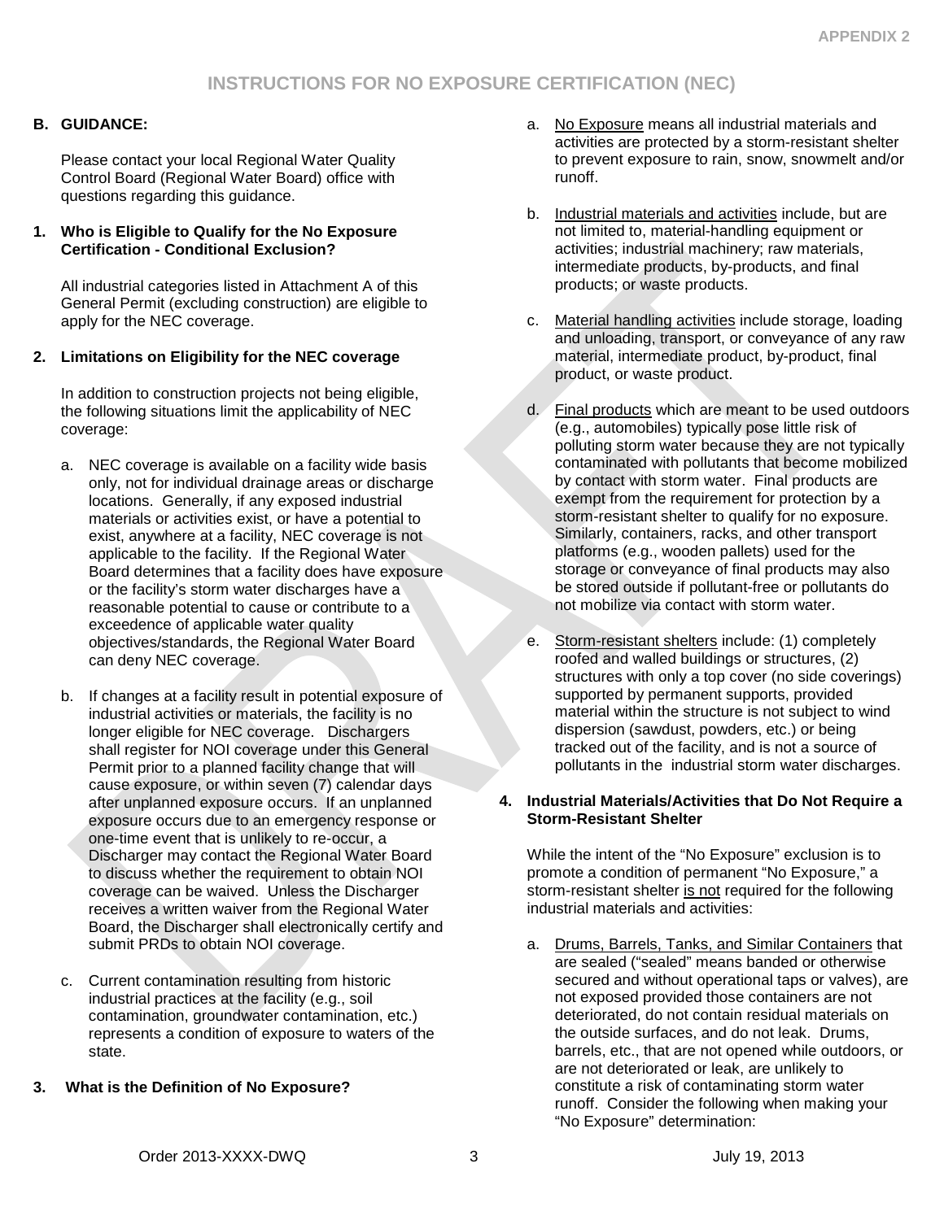# INSTRUCTIONS FOR NO EXPOSURE CERTIFICATION (NEC)

## B. GUIDANCE:

Please contact your local Regional Water Quality Control Board (Regional Water Board) office with questions regarding this guidance.

### 1. Who is Eligible to Qualify for the No Exposure Certification - Conditional Exclusion?

All industrial categories listed in Attachment A of this General Permit (excluding construction) are eligible to apply for the NEC coverage.

### 2. Limitations on Eligibility for the NEC coverage

In addition to construction projects not being eligible, the following situations limit the applicability of NEC coverage:

a. NEC coverage is available on a facility wide basis only, not for individual drainage areas or discharge locations. Generally, if any exposed industrial materials or activities exist, or have a potential to exist, anywhere at a facility, NEC coverage is not applicable to the facility. If the Regional Water Board determines that a facility does have exposure or the facility's storm water discharges have a reasonable potential to cause or contribute to a exceedence of applicable water quality objectives/standards, the Regional Water Board can deny NEC coverage.

b. If changes at a facility result in potential exposure of industrial activities or materials, the facility is no longer eligible for NEC coverage. Dischargers shall register for NOI coverage under this General Permit prior to a planned facility change that will cause exposure, or within seven (7) calendar days after unplanned exposure occurs. If an unplanned exposure occurs due to an emergency response or one-time event that is unlikely to re-occur, a Discharger may contact the Regional Water Board to discuss whether the requirement to obtain NOI coverage can be waived. Unless the Discharger receives a written waiver from the Regional Water Board, the Discharger shall electronically certify and submit PRDs to obtain NOI coverage.

c. Current contamination resulting from historic industrial practices at the facility (e.g., soil contamination, groundwater contamination, etc.) represents a condition of exposure to waters of the state.

### 3. What is the Definition of No Exposure?

a. No Exposure means all industrial materials and activities are protected by a storm-resistant shelter to prevent exposure to rain, snow, snowmelt and/or runoff.

b. Industrial materials and activities include, but are not limited to, material-handling equipment or activities; industrial machinery; raw materials, intermediate products, by-products, and final products; or waste products.

c. Material handling activities include storage, loading and unloading, transport, or conveyance of any raw material, intermediate product, by-product, final product, or waste product.

d. Final products which are meant to be used outdoors (e.g., automobiles) typically pose little risk of polluting storm water because they are not typically contaminated with pollutants that become mobilized by contact with storm water. Final products are exempt from the requirement for protection by a storm-resistant shelter to qualify for no exposure. Similarly, containers, racks, and other transport platforms (e.g., wooden pallets) used for the storage or conveyance of final products may also be stored outside if pollutant-free or pollutants do not mobilize via contact with storm water.

e. Storm-resistant shelters include: (1) completely roofed and walled buildings or structures, (2) structures with only a top cover (no side coverings) supported by permanent supports, provided material within the structure is not subject to wind dispersion (sawdust, powders, etc.) or being tracked out of the facility, and is not a source of pollutants in the industrial storm water discharges.

### 4. Industrial Materials/Activities that Do Not Require a Storm-Resistant Shelter

While the intent of the "No Exposure" exclusion is to promote a condition of permanent "No Exposure," a storm-resistant shelter is not required for the following industrial materials and activities:

a. Drums, Barrels, Tanks, and Similar Containers that are sealed ("sealed" means banded or otherwise secured and without operational taps or valves), are not exposed provided those containers are not deteriorated, do not contain residual materials on the outside surfaces, and do not leak. Drums, barrels, etc., that are not opened while outdoors, or are not deteriorated or leak, are unlikely to constitute a risk of contaminating storm water runoff. Consider the following when making your "No Exposure" determination: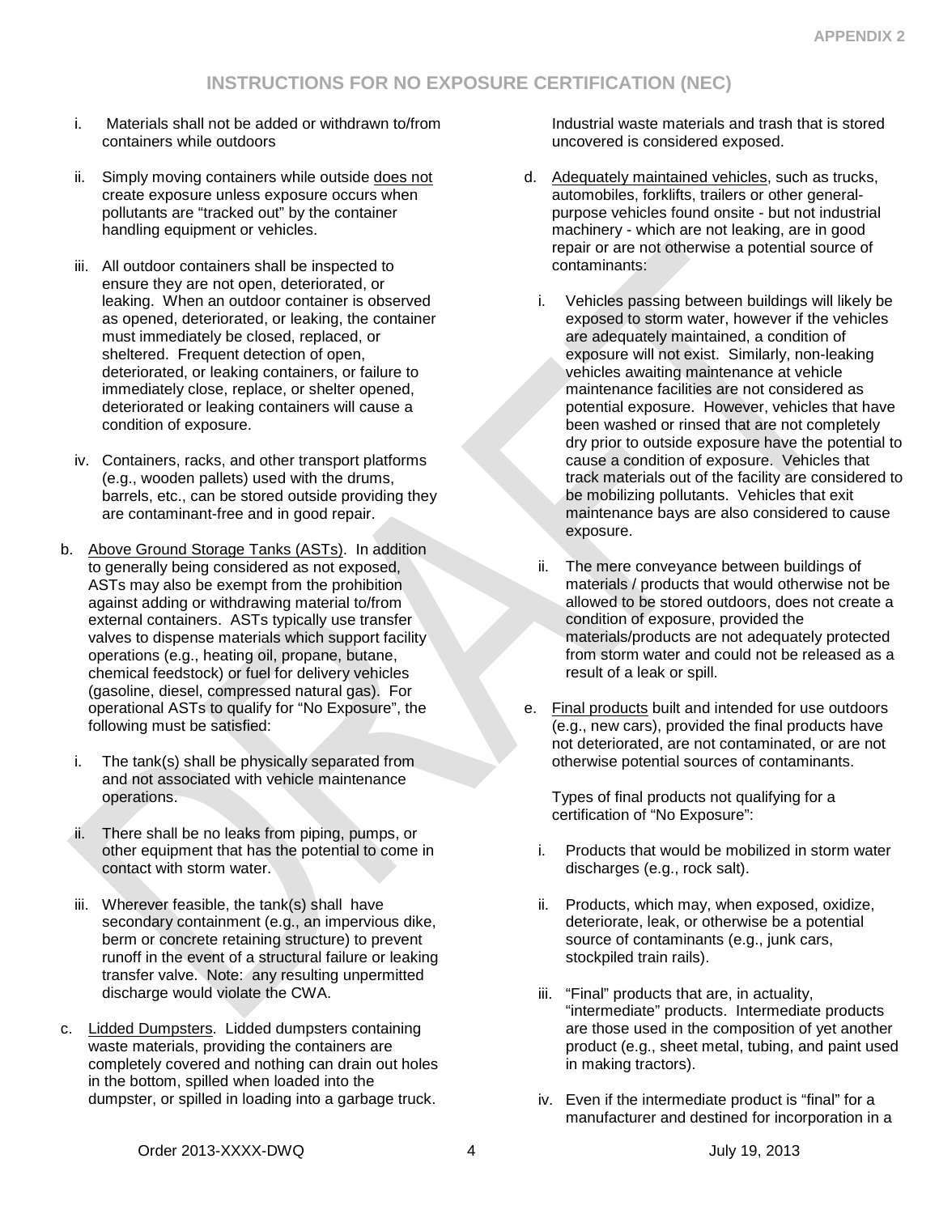## INSTRUCTIONS FOR NO EXPOSURE CERTIFICATION (NEC)

i. Materials shall not be added or withdrawn to/from containers while outdoors

ii. Simply moving containers while outside does not create exposure unless exposure occurs when pollutants are "tracked out" by the container handling equipment or vehicles.

iii. All outdoor containers shall be inspected to ensure they are not open, deteriorated, or leaking. When an outdoor container is observed as opened, deteriorated, or leaking, the container must immediately be closed, replaced, or sheltered. Frequent detection of open, deteriorated, or leaking containers, or failure to immediately close, replace, or shelter opened, deteriorated or leaking containers will cause a condition of exposure.

iv. Containers, racks, and other transport platforms (e.g., wooden pallets) used with the drums, barrels, etc., can be stored outside providing they are contaminant-free and in good repair.

b. Above Ground Storage Tanks (ASTs). In addition to generally being considered as not exposed, ASTs may also be exempt from the prohibition against adding or withdrawing material to/from external containers. ASTs typically use transfer valves to dispense materials which support facility operations (e.g., heating oil, propane, butane, chemical feedstock) or fuel for delivery vehicles (gasoline, diesel, compressed natural gas). For operational ASTs to qualify for "No Exposure", the following must be satisfied:

i. The tank(s) shall be physically separated from and not associated with vehicle maintenance operations.

ii. There shall be no leaks from piping, pumps, or other equipment that has the potential to come in contact with storm water.

iii. Wherever feasible, the tank(s) shall have secondary containment (e.g., an impervious dike, berm or concrete retaining structure) to prevent runoff in the event of a structural failure or leaking transfer valve. Note: any resulting unpermitted discharge would violate the CWA.

c. Lidded Dumpsters. Lidded dumpsters containing waste materials, providing the containers are completely covered and nothing can drain out holes in the bottom, spilled when loaded into the dumpster, or spilled in loading into a garbage truck. Industrial waste materials and trash that is stored uncovered is considered exposed.

d. Adequately maintained vehicles, such as trucks, automobiles, forklifts, trailers or other general-purpose vehicles found onsite - but not industrial machinery - which are not leaking, are in good repair or are not otherwise a potential source of contaminants:

i. Vehicles passing between buildings will likely be exposed to storm water, however if the vehicles are adequately maintained, a condition of exposure will not exist. Similarly, non-leaking vehicles awaiting maintenance at vehicle maintenance facilities are not considered as potential exposure. However, vehicles that have been washed or rinsed that are not completely dry prior to outside exposure have the potential to cause a condition of exposure. Vehicles that track materials out of the facility are considered to be mobilizing pollutants. Vehicles that exit maintenance bays are also considered to cause exposure.

ii. The mere conveyance between buildings of materials / products that would otherwise not be allowed to be stored outdoors, does not create a condition of exposure, provided the materials/products are not adequately protected from storm water and could not be released as a result of a leak or spill.

e. Final products built and intended for use outdoors (e.g., new cars), provided the final products have not deteriorated, are not contaminated, or are not otherwise potential sources of contaminants.

Types of final products not qualifying for a certification of "No Exposure":

i. Products that would be mobilized in storm water discharges (e.g., rock salt).

ii. Products, which may, when exposed, oxidize, deteriorate, leak, or otherwise be a potential source of contaminants (e.g., junk cars, stockpiled train rails).

iii. "Final" products that are, in actuality, "intermediate" products. Intermediate products are those used in the composition of yet another product (e.g., sheet metal, tubing, and paint used in making tractors).

iv. Even if the intermediate product is "final" for a manufacturer and destined for incorporation in a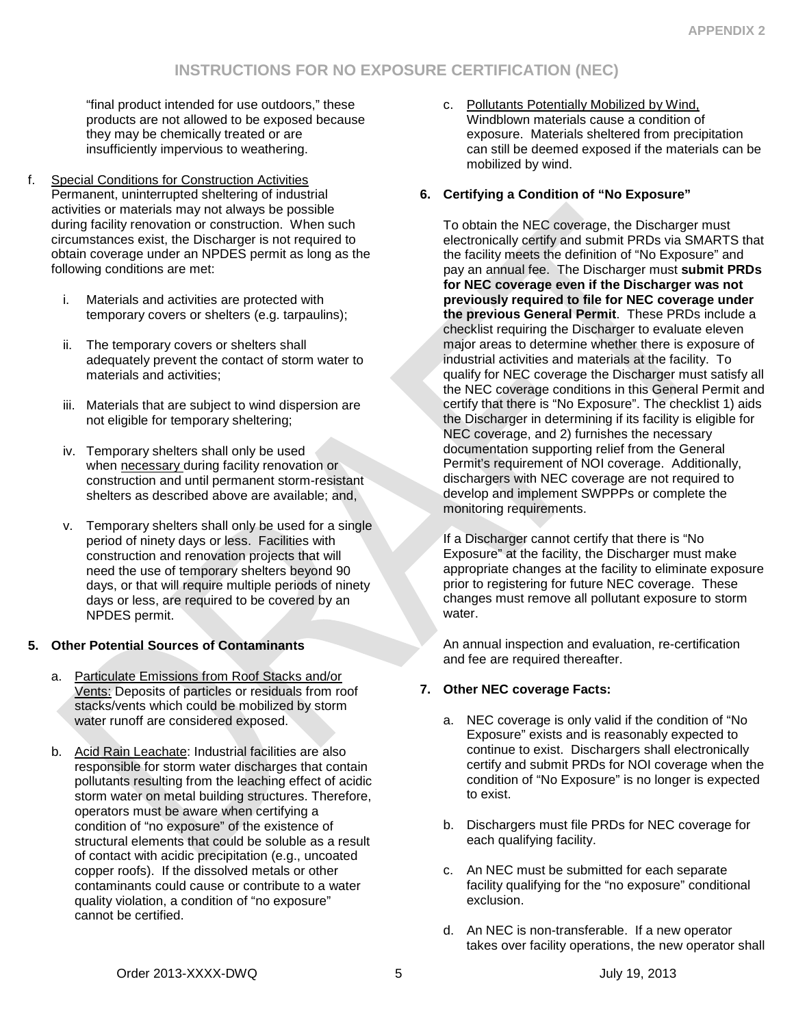"final product intended for use outdoors," these products are not allowed to be exposed because they may be chemically treated or are insufficiently impervious to weathering.

f. Special Conditions for Construction Activities
Permanent, uninterrupted sheltering of industrial activities or materials may not always be possible during facility renovation or construction. When such circumstances exist, the Discharger is not required to obtain coverage under an NPDES permit as long as the following conditions are met:

   i. Materials and activities are protected with temporary covers or shelters (e.g. tarpaulins);

   ii. The temporary covers or shelters shall adequately prevent the contact of storm water to materials and activities;

   iii. Materials that are subject to wind dispersion are not eligible for temporary sheltering;

   iv. Temporary shelters shall only be used when necessary during facility renovation or construction and until permanent storm-resistant shelters as described above are available; and,

   v. Temporary shelters shall only be used for a single period of ninety days or less. Facilities with construction and renovation projects that will need the use of temporary shelters beyond 90 days, or that will require multiple periods of ninety days or less, are required to be covered by an NPDES permit.

**5. Other Potential Sources of Contaminants**

a. Particulate Emissions from Roof Stacks and/or Vents: Deposits of particles or residuals from roof stacks/vents which could be mobilized by storm water runoff are considered exposed.

b. Acid Rain Leachate: Industrial facilities are also responsible for storm water discharges that contain pollutants resulting from the leaching effect of acidic storm water on metal building structures. Therefore, operators must be aware when certifying a condition of "no exposure" of the existence of structural elements that could be soluble as a result of contact with acidic precipitation (e.g., uncoated copper roofs). If the dissolved metals or other contaminants could cause or contribute to a water quality violation, a condition of "no exposure" cannot be certified.

c. Pollutants Potentially Mobilized by Wind, Windblown materials cause a condition of exposure. Materials sheltered from precipitation can still be deemed exposed if the materials can be mobilized by wind.

**6. Certifying a Condition of "No Exposure"**

To obtain the NEC coverage, the Discharger must electronically certify and submit PRDs via SMARTS that the facility meets the definition of "No Exposure" and pay an annual fee. The Discharger must **submit PRDs for NEC coverage even if the Discharger was not previously required to file for NEC coverage under the previous General Permit**. These PRDs include a checklist requiring the Discharger to evaluate eleven major areas to determine whether there is exposure of industrial activities and materials at the facility. To qualify for NEC coverage the Discharger must satisfy all the NEC coverage conditions in this General Permit and certify that there is "No Exposure". The checklist 1) aids the Discharger in determining if its facility is eligible for NEC coverage, and 2) furnishes the necessary documentation supporting relief from the General Permit's requirement of NOI coverage. Additionally, dischargers with NEC coverage are not required to develop and implement SWPPPs or complete the monitoring requirements.

If a Discharger cannot certify that there is "No Exposure" at the facility, the Discharger must make appropriate changes at the facility to eliminate exposure prior to registering for future NEC coverage. These changes must remove all pollutant exposure to storm water.

An annual inspection and evaluation, re-certification and fee are required thereafter.

**7. Other NEC coverage Facts:**

a. NEC coverage is only valid if the condition of "No Exposure" exists and is reasonably expected to continue to exist. Dischargers shall electronically certify and submit PRDs for NOI coverage when the condition of "No Exposure" is no longer is expected to exist.

b. Dischargers must file PRDs for NEC coverage for each qualifying facility.

c. An NEC must be submitted for each separate facility qualifying for the "no exposure" conditional exclusion.

d. An NEC is non-transferable. If a new operator takes over facility operations, the new operator shall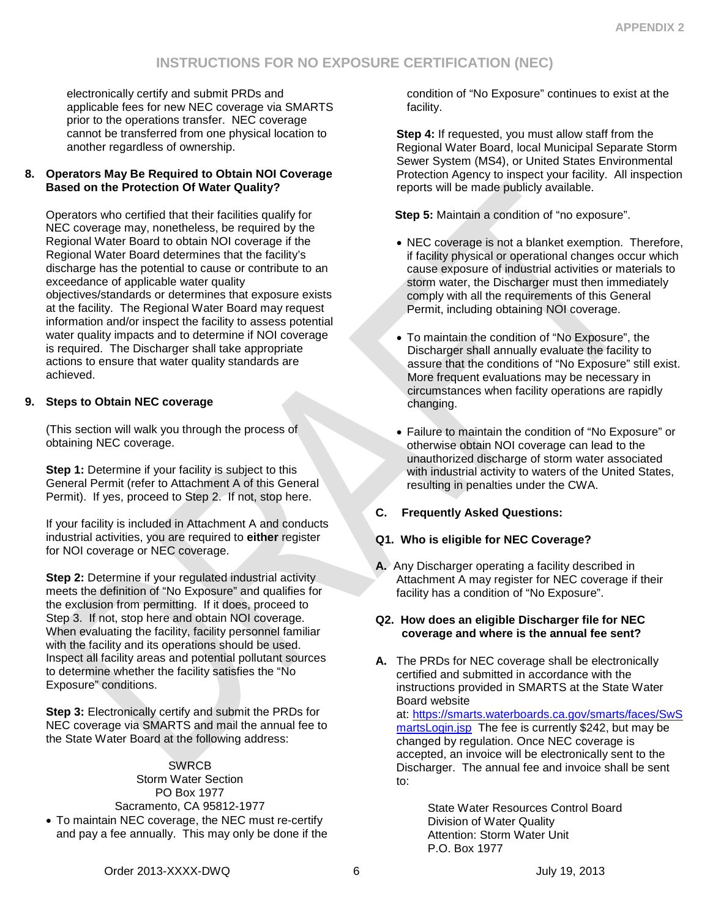electronically certify and submit PRDs and applicable fees for new NEC coverage via SMARTS prior to the operations transfer. NEC coverage cannot be transferred from one physical location to another regardless of ownership.

**8. Operators May Be Required to Obtain NOI Coverage Based on the Protection Of Water Quality?**

Operators who certified that their facilities qualify for NEC coverage may, nonetheless, be required by the Regional Water Board to obtain NOI coverage if the Regional Water Board determines that the facility's discharge has the potential to cause or contribute to an exceedance of applicable water quality objectives/standards or determines that exposure exists at the facility. The Regional Water Board may request information and/or inspect the facility to assess potential water quality impacts and to determine if NOI coverage is required. The Discharger shall take appropriate actions to ensure that water quality standards are achieved.

**9. Steps to Obtain NEC coverage**

(This section will walk you through the process of obtaining NEC coverage.

**Step 1:** Determine if your facility is subject to this General Permit (refer to Attachment A of this General Permit). If yes, proceed to Step 2. If not, stop here.

If your facility is included in Attachment A and conducts industrial activities, you are required to **either** register for NOI coverage or NEC coverage.

**Step 2:** Determine if your regulated industrial activity meets the definition of "No Exposure" and qualifies for the exclusion from permitting. If it does, proceed to Step 3. If not, stop here and obtain NOI coverage. When evaluating the facility, facility personnel familiar with the facility and its operations should be used. Inspect all facility areas and potential pollutant sources to determine whether the facility satisfies the "No Exposure" conditions.

**Step 3:** Electronically certify and submit the PRDs for NEC coverage via SMARTS and mail the annual fee to the State Water Board at the following address:

SWRCB
Storm Water Section
PO Box 1977
Sacramento, CA 95812-1977

- To maintain NEC coverage, the NEC must re-certify and pay a fee annually. This may only be done if the condition of "No Exposure" continues to exist at the facility.

**Step 4:** If requested, you must allow staff from the Regional Water Board, local Municipal Separate Storm Sewer System (MS4), or United States Environmental Protection Agency to inspect your facility. All inspection reports will be made publicly available.

**Step 5:** Maintain a condition of "no exposure".

- NEC coverage is not a blanket exemption. Therefore, if facility physical or operational changes occur which cause exposure of industrial activities or materials to storm water, the Discharger must then immediately comply with all the requirements of this General Permit, including obtaining NOI coverage.
- To maintain the condition of "No Exposure", the Discharger shall annually evaluate the facility to assure that the conditions of "No Exposure" still exist. More frequent evaluations may be necessary in circumstances when facility operations are rapidly changing.
- Failure to maintain the condition of "No Exposure" or otherwise obtain NOI coverage can lead to the unauthorized discharge of storm water associated with industrial activity to waters of the United States, resulting in penalties under the CWA.

**C. Frequently Asked Questions:**

**Q1. Who is eligible for NEC Coverage?**

**A.** Any Discharger operating a facility described in Attachment A may register for NEC coverage if their facility has a condition of "No Exposure".

**Q2. How does an eligible Discharger file for NEC coverage and where is the annual fee sent?**

**A.** The PRDs for NEC coverage shall be electronically certified and submitted in accordance with the instructions provided in SMARTS at the State Water Board website at: https://smarts.waterboards.ca.gov/smarts/faces/SwSmartsLogin.jsp The fee is currently $242, but may be changed by regulation. Once NEC coverage is accepted, an invoice will be electronically sent to the Discharger. The annual fee and invoice shall be sent to:

State Water Resources Control Board
Division of Water Quality
Attention: Storm Water Unit
P.O. Box 1977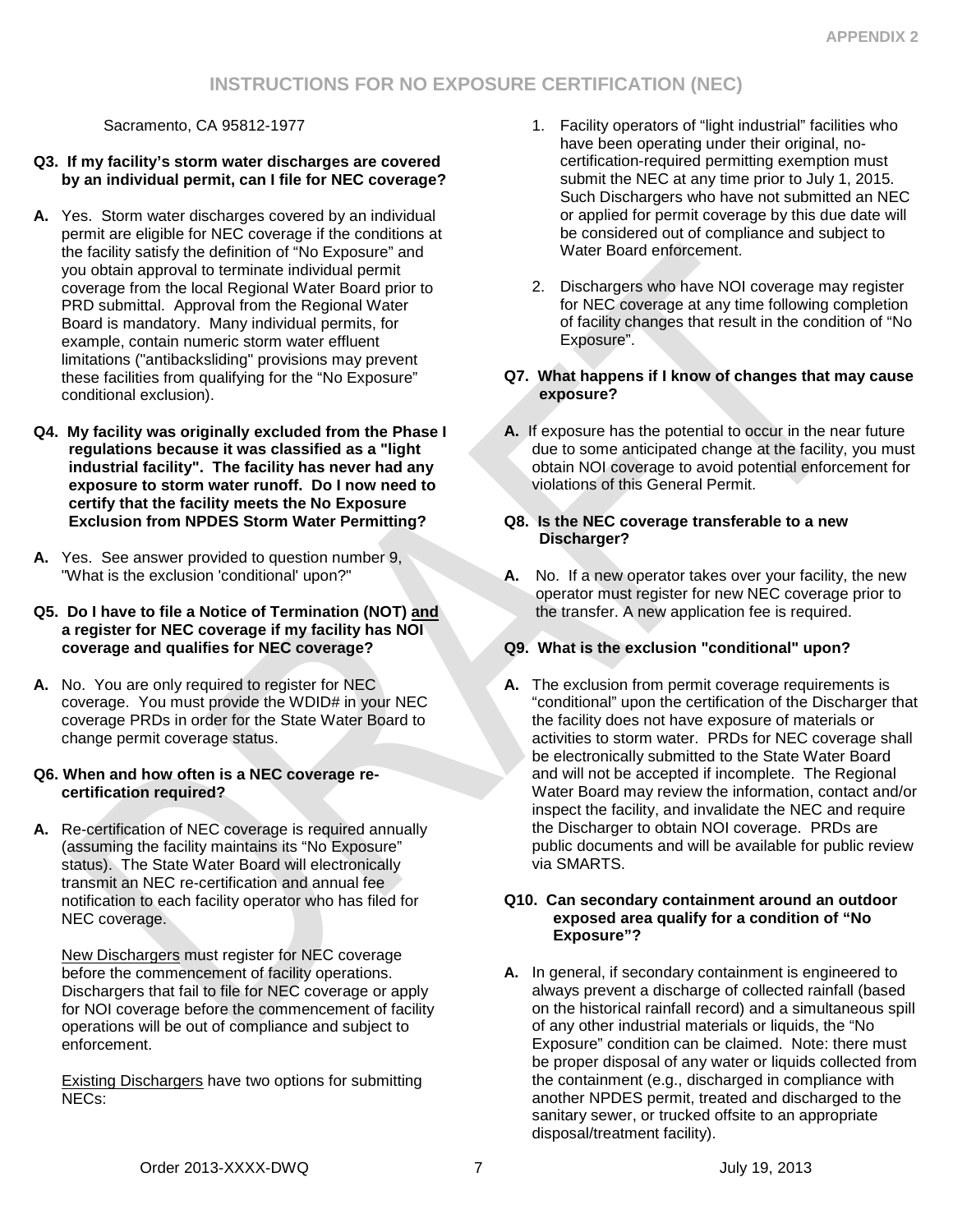Sacramento, CA 95812-1977

**Q3. If my facility's storm water discharges are covered by an individual permit, can I file for NEC coverage?**

**A.** Yes. Storm water discharges covered by an individual permit are eligible for NEC coverage if the conditions at the facility satisfy the definition of "No Exposure" and you obtain approval to terminate individual permit coverage from the local Regional Water Board prior to PRD submittal. Approval from the Regional Water Board is mandatory. Many individual permits, for example, contain numeric storm water effluent limitations ("antibacksliding" provisions may prevent these facilities from qualifying for the "No Exposure" conditional exclusion).

**Q4. My facility was originally excluded from the Phase I regulations because it was classified as a "light industrial facility". The facility has never had any exposure to storm water runoff. Do I now need to certify that the facility meets the No Exposure Exclusion from NPDES Storm Water Permitting?**

**A.** Yes. See answer provided to question number 9, "What is the exclusion 'conditional' upon?"

**Q5. Do I have to file a Notice of Termination (NOT) <u>and</u> a register for NEC coverage if my facility has NOI coverage and qualifies for NEC coverage?**

**A.** No. You are only required to register for NEC coverage. You must provide the WDID# in your NEC coverage PRDs in order for the State Water Board to change permit coverage status.

**Q6. When and how often is a NEC coverage re-certification required?**

**A.** Re-certification of NEC coverage is required annually (assuming the facility maintains its "No Exposure" status). The State Water Board will electronically transmit an NEC re-certification and annual fee notification to each facility operator who has filed for NEC coverage.

<u>New Dischargers</u> must register for NEC coverage before the commencement of facility operations. Dischargers that fail to file for NEC coverage or apply for NOI coverage before the commencement of facility operations will be out of compliance and subject to enforcement.

<u>Existing Dischargers</u> have two options for submitting NECs:

1. Facility operators of "light industrial" facilities who have been operating under their original, no-certification-required permitting exemption must submit the NEC at any time prior to July 1, 2015. Such Dischargers who have not submitted an NEC or applied for permit coverage by this due date will be considered out of compliance and subject to Water Board enforcement.
2. Dischargers who have NOI coverage may register for NEC coverage at any time following completion of facility changes that result in the condition of "No Exposure".

**Q7. What happens if I know of changes that may cause exposure?**

**A.** If exposure has the potential to occur in the near future due to some anticipated change at the facility, you must obtain NOI coverage to avoid potential enforcement for violations of this General Permit.

**Q8. Is the NEC coverage transferable to a new Discharger?**

**A.** No. If a new operator takes over your facility, the new operator must register for new NEC coverage prior to the transfer. A new application fee is required.

**Q9. What is the exclusion "conditional" upon?**

**A.** The exclusion from permit coverage requirements is "conditional" upon the certification of the Discharger that the facility does not have exposure of materials or activities to storm water. PRDs for NEC coverage shall be electronically submitted to the State Water Board and will not be accepted if incomplete. The Regional Water Board may review the information, contact and/or inspect the facility, and invalidate the NEC and require the Discharger to obtain NOI coverage. PRDs are public documents and will be available for public review via SMARTS.

**Q10. Can secondary containment around an outdoor exposed area qualify for a condition of "No Exposure"?**

**A.** In general, if secondary containment is engineered to always prevent a discharge of collected rainfall (based on the historical rainfall record) and a simultaneous spill of any other industrial materials or liquids, the "No Exposure" condition can be claimed. Note: there must be proper disposal of any water or liquids collected from the containment (e.g., discharged in compliance with another NPDES permit, treated and discharged to the sanitary sewer, or trucked offsite to an appropriate disposal/treatment facility).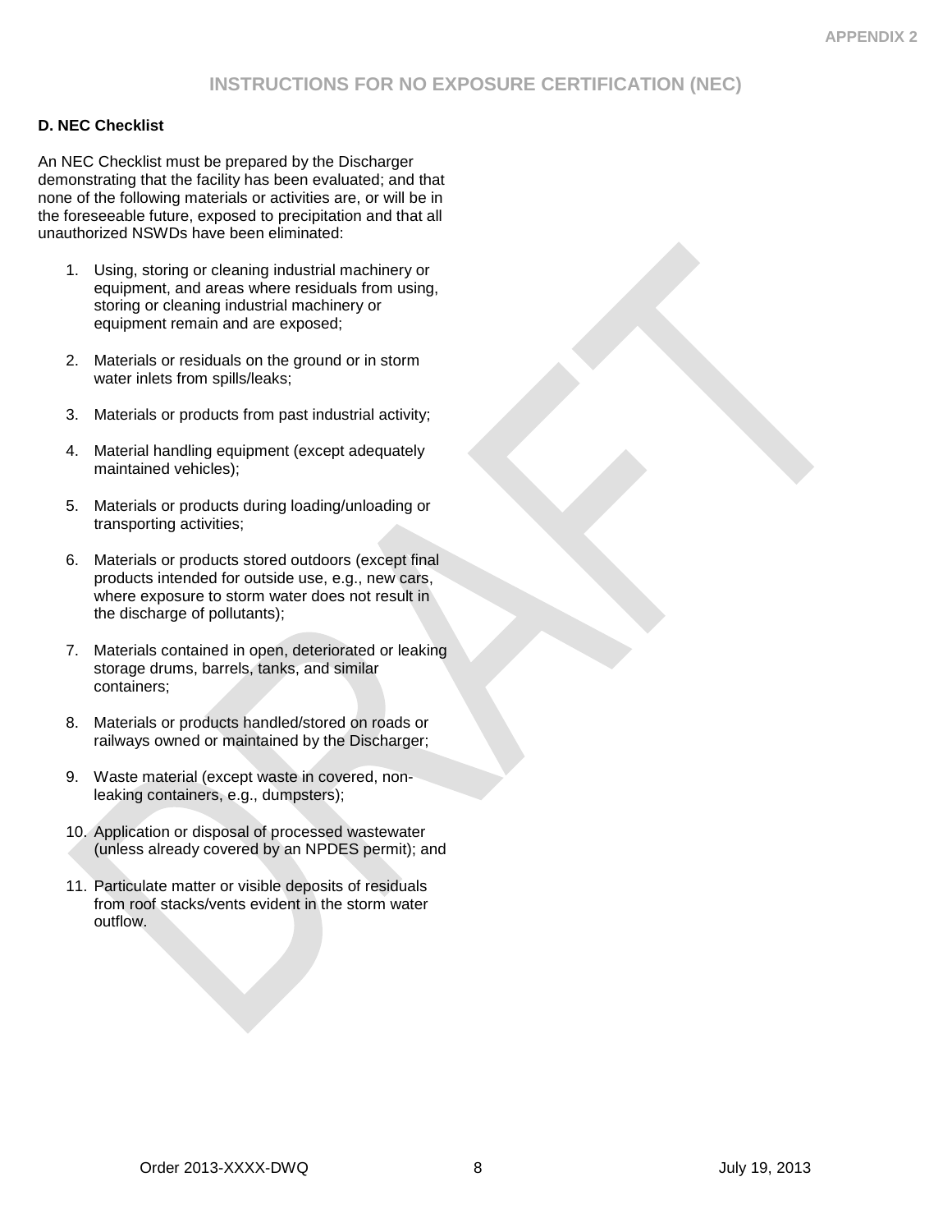## INSTRUCTIONS FOR NO EXPOSURE CERTIFICATION (NEC)

### D. NEC Checklist

An NEC Checklist must be prepared by the Discharger demonstrating that the facility has been evaluated; and that none of the following materials or activities are, or will be in the foreseeable future, exposed to precipitation and that all unauthorized NSWDs have been eliminated:

1. Using, storing or cleaning industrial machinery or equipment, and areas where residuals from using, storing or cleaning industrial machinery or equipment remain and are exposed;
2. Materials or residuals on the ground or in storm water inlets from spills/leaks;
3. Materials or products from past industrial activity;
4. Material handling equipment (except adequately maintained vehicles);
5. Materials or products during loading/unloading or transporting activities;
6. Materials or products stored outdoors (except final products intended for outside use, e.g., new cars, where exposure to storm water does not result in the discharge of pollutants);
7. Materials contained in open, deteriorated or leaking storage drums, barrels, tanks, and similar containers;
8. Materials or products handled/stored on roads or railways owned or maintained by the Discharger;
9. Waste material (except waste in covered, non-leaking containers, e.g., dumpsters);
10. Application or disposal of processed wastewater (unless already covered by an NPDES permit); and
11. Particulate matter or visible deposits of residuals from roof stacks/vents evident in the storm water outflow.